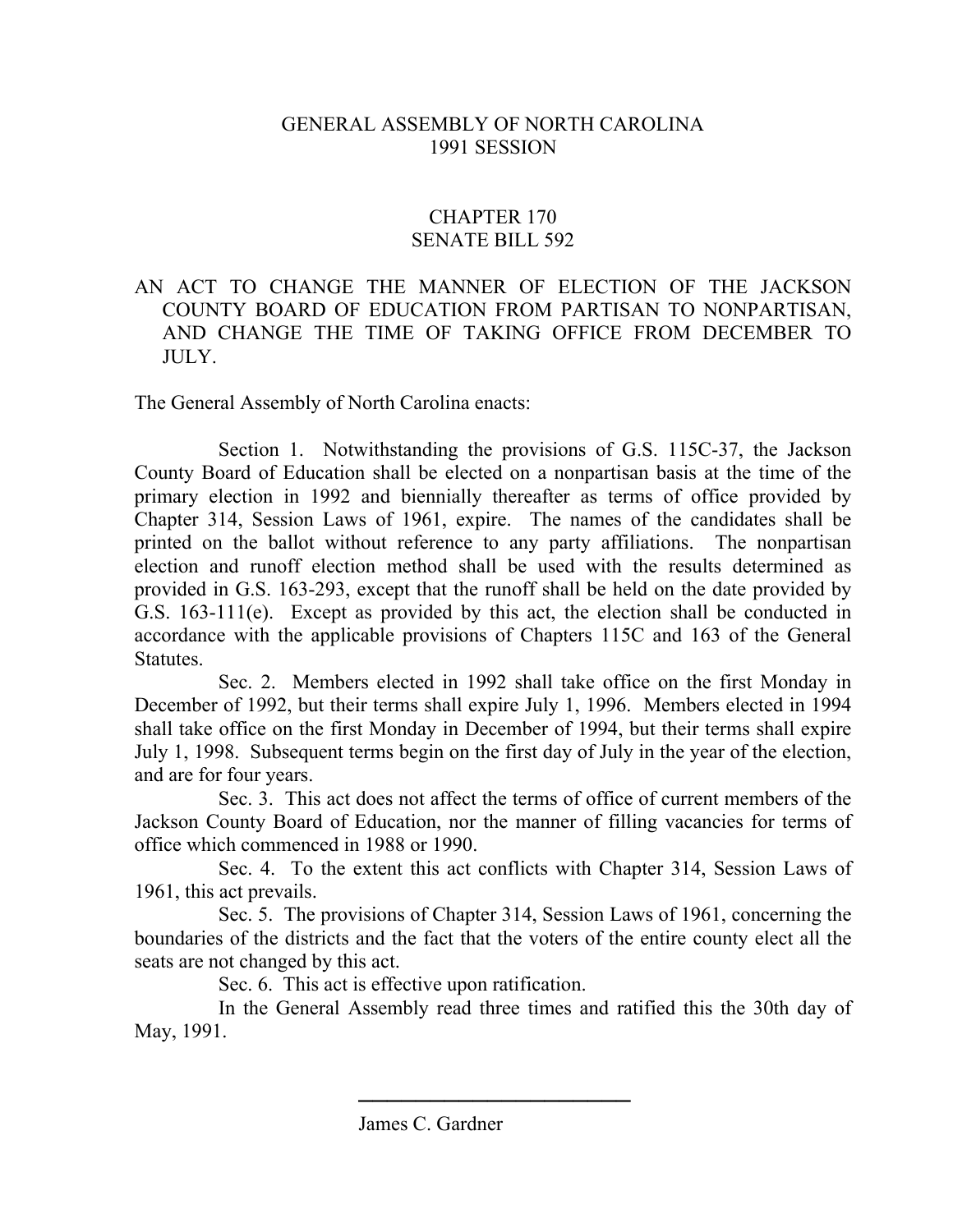GENERAL ASSEMBLY OF NORTH CAROLINA
1991 SESSION

CHAPTER 170
SENATE BILL 592

AN ACT TO CHANGE THE MANNER OF ELECTION OF THE JACKSON COUNTY BOARD OF EDUCATION FROM PARTISAN TO NONPARTISAN, AND CHANGE THE TIME OF TAKING OFFICE FROM DECEMBER TO JULY.

The General Assembly of North Carolina enacts:

Section 1. Notwithstanding the provisions of G.S. 115C-37, the Jackson County Board of Education shall be elected on a nonpartisan basis at the time of the primary election in 1992 and biennially thereafter as terms of office provided by Chapter 314, Session Laws of 1961, expire. The names of the candidates shall be printed on the ballot without reference to any party affiliations. The nonpartisan election and runoff election method shall be used with the results determined as provided in G.S. 163-293, except that the runoff shall be held on the date provided by G.S. 163-111(e). Except as provided by this act, the election shall be conducted in accordance with the applicable provisions of Chapters 115C and 163 of the General Statutes.

Sec. 2. Members elected in 1992 shall take office on the first Monday in December of 1992, but their terms shall expire July 1, 1996. Members elected in 1994 shall take office on the first Monday in December of 1994, but their terms shall expire July 1, 1998. Subsequent terms begin on the first day of July in the year of the election, and are for four years.

Sec. 3. This act does not affect the terms of office of current members of the Jackson County Board of Education, nor the manner of filling vacancies for terms of office which commenced in 1988 or 1990.

Sec. 4. To the extent this act conflicts with Chapter 314, Session Laws of 1961, this act prevails.

Sec. 5. The provisions of Chapter 314, Session Laws of 1961, concerning the boundaries of the districts and the fact that the voters of the entire county elect all the seats are not changed by this act.

Sec. 6. This act is effective upon ratification.

In the General Assembly read three times and ratified this the 30th day of May, 1991.

James C. Gardner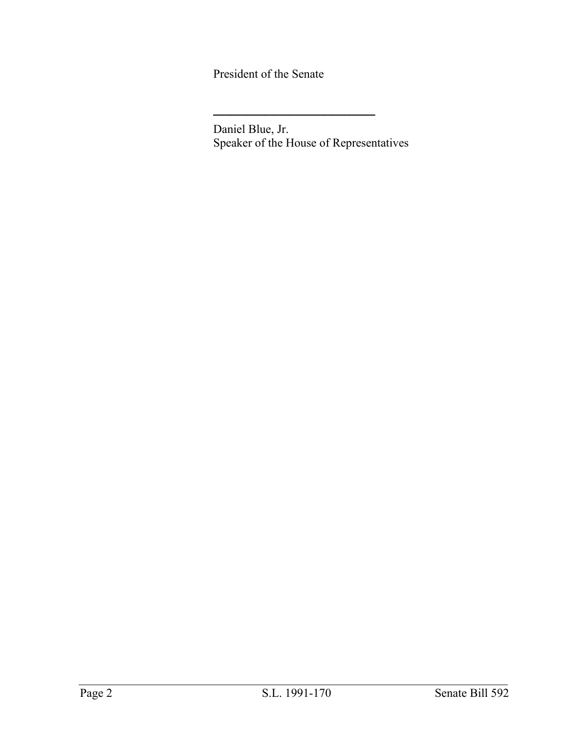President of the Senate

\_\_\_\_\_\_\_\_\_\_\_\_\_\_\_\_\_\_\_\_\_\_\_\_\_\_\_

Daniel Blue, Jr.
Speaker of the House of Representatives